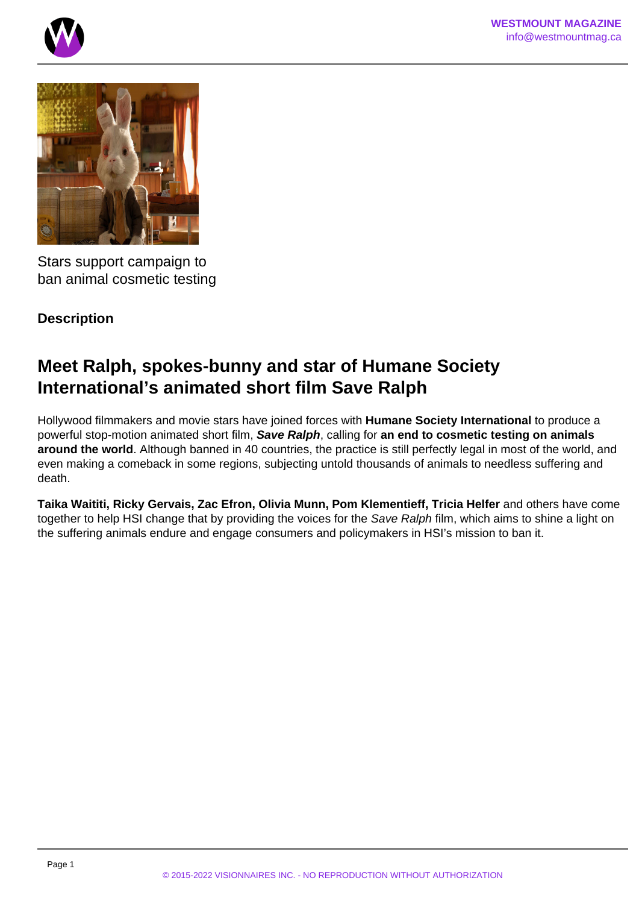Stars support campaign to ban animal cosmetic testing

**Description**

## Meet Ralph, spokes-bunny and star of Humane Society International's animated short film Save Ralph

Hollywood filmmakers and movie stars have joined forces with **Humane Society International** to produce a powerful stop-motion animated short film, ***Save Ralph***, calling for **an end to cosmetic testing on animals around the world**. Although banned in 40 countries, the practice is still perfectly legal in most of the world, and even making a comeback in some regions, subjecting untold thousands of animals to needless suffering and death.

**Taika Waititi, Ricky Gervais, Zac Efron, Olivia Munn, Pom Klementieff, Tricia Helfer** and others have come together to help HSI change that by providing the voices for the *Save Ralph* film, which aims to shine a light on the suffering animals endure and engage consumers and policymakers in HSI's mission to ban it.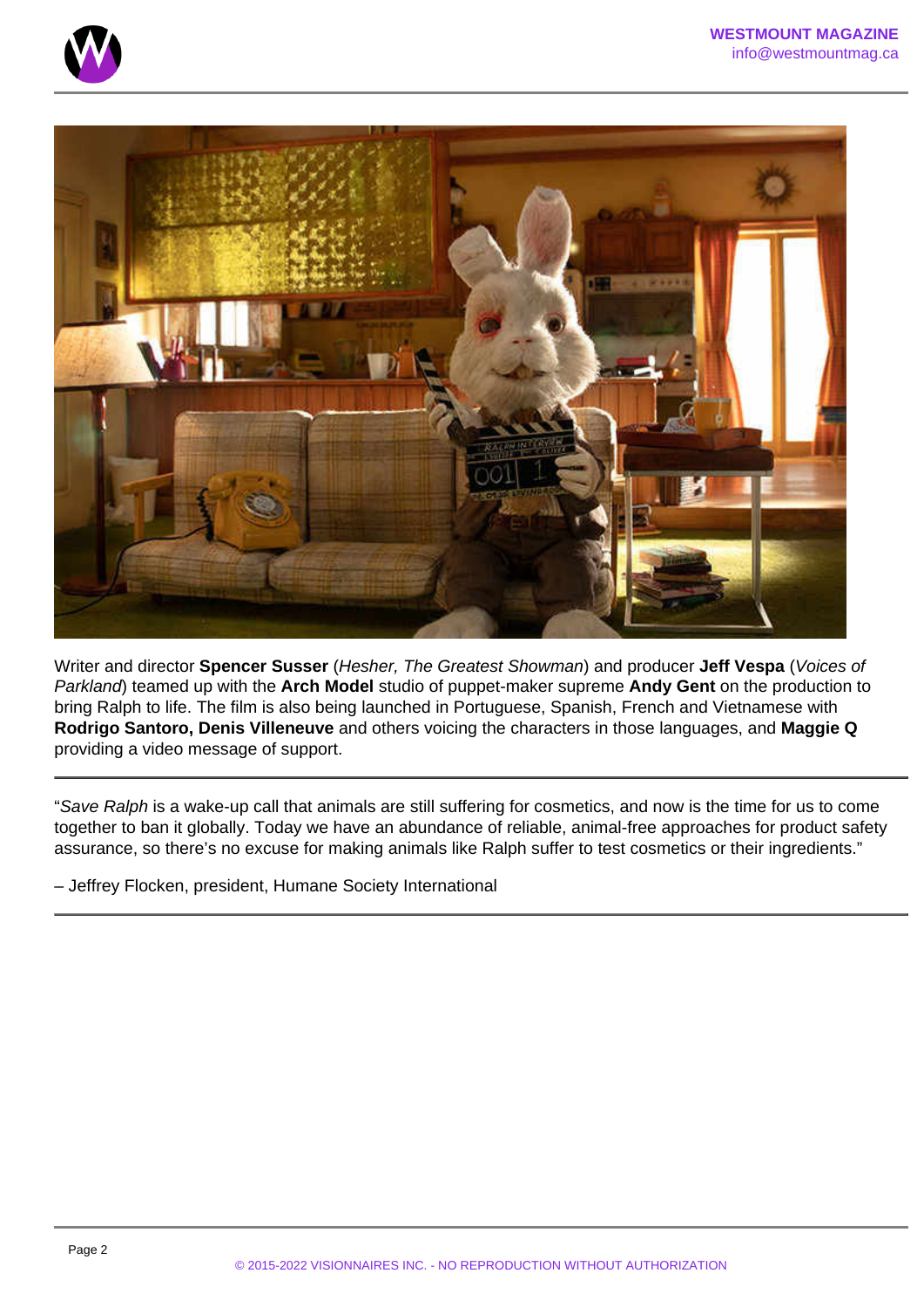Writer and director **Spencer Susser** (*Hesher, The Greatest Showman*) and producer **Jeff Vespa** (*Voices of Parkland*) teamed up with the **Arch Model** studio of puppet-maker supreme **Andy Gent** on the production to bring Ralph to life. The film is also being launched in Portuguese, Spanish, French and Vietnamese with **Rodrigo Santoro, Denis Villeneuve** and others voicing the characters in those languages, and **Maggie Q** providing a video message of support.

---

"*Save Ralph* is a wake-up call that animals are still suffering for cosmetics, and now is the time for us to come together to ban it globally. Today we have an abundance of reliable, animal-free approaches for product safety assurance, so there's no excuse for making animals like Ralph suffer to test cosmetics or their ingredients."

– Jeffrey Flocken, president, Humane Society International

---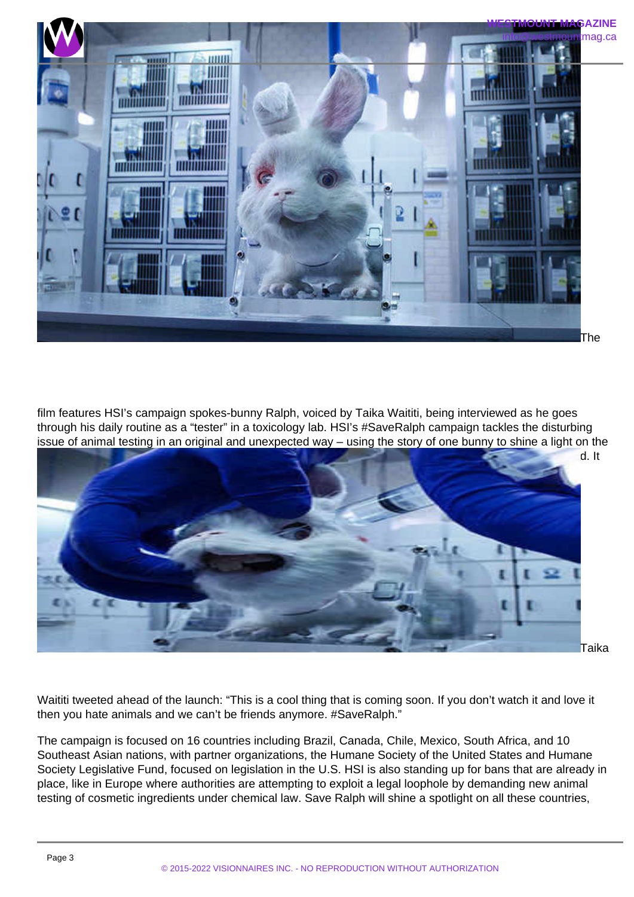The film features HSI's campaign spokes-bunny Ralph, voiced by Taika Waititi, being interviewed as he goes through his daily routine as a "tester" in a toxicology lab. HSI's #SaveRalph campaign tackles the disturbing issue of animal testing in an original and unexpected way – using the story of one bunny to shine a light on the d. It

Taika Waititi tweeted ahead of the launch: "This is a cool thing that is coming soon. If you don't watch it and love it then you hate animals and we can't be friends anymore. #SaveRalph."

The campaign is focused on 16 countries including Brazil, Canada, Chile, Mexico, South Africa, and 10 Southeast Asian nations, with partner organizations, the Humane Society of the United States and Humane Society Legislative Fund, focused on legislation in the U.S. HSI is also standing up for bans that are already in place, like in Europe where authorities are attempting to exploit a legal loophole by demanding new animal testing of cosmetic ingredients under chemical law. Save Ralph will shine a spotlight on all these countries,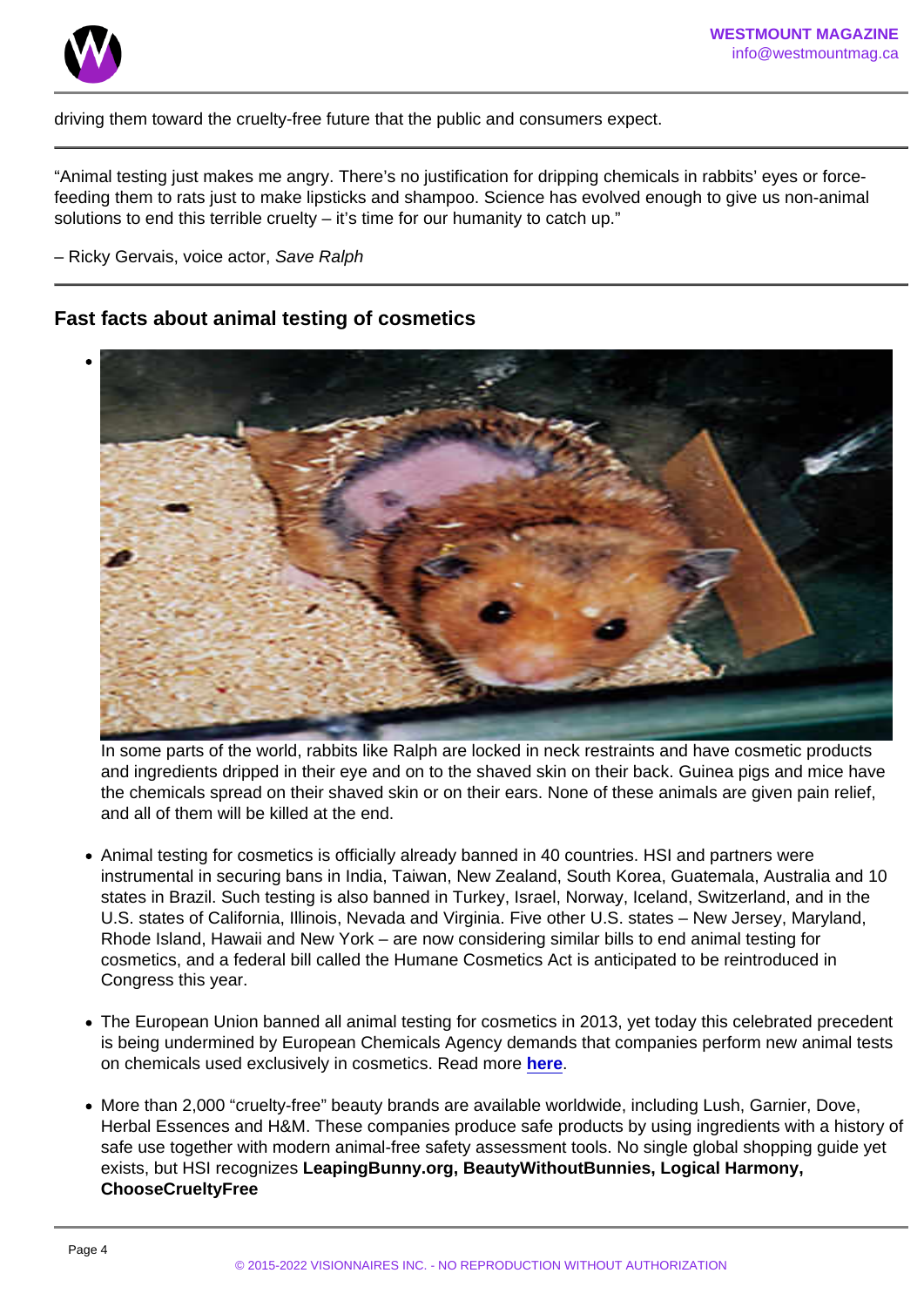driving them toward the cruelty-free future that the public and consumers expect.

"Animal testing just makes me angry. There's no justification for dripping chemicals in rabbits' eyes or force-feeding them to rats just to make lipsticks and shampoo. Science has evolved enough to give us non-animal solutions to end this terrible cruelty – it's time for our humanity to catch up."

– Ricky Gervais, voice actor, *Save Ralph*

## Fast facts about animal testing of cosmetics

- In some parts of the world, rabbits like Ralph are locked in neck restraints and have cosmetic products and ingredients dripped in their eye and on to the shaved skin on their back. Guinea pigs and mice have the chemicals spread on their shaved skin or on their ears. None of these animals are given pain relief, and all of them will be killed at the end.
- Animal testing for cosmetics is officially already banned in 40 countries. HSI and partners were instrumental in securing bans in India, Taiwan, New Zealand, South Korea, Guatemala, Australia and 10 states in Brazil. Such testing is also banned in Turkey, Israel, Norway, Iceland, Switzerland, and in the U.S. states of California, Illinois, Nevada and Virginia. Five other U.S. states – New Jersey, Maryland, Rhode Island, Hawaii and New York – are now considering similar bills to end animal testing for cosmetics, and a federal bill called the Humane Cosmetics Act is anticipated to be reintroduced in Congress this year.
- The European Union banned all animal testing for cosmetics in 2013, yet today this celebrated precedent is being undermined by European Chemicals Agency demands that companies perform new animal tests on chemicals used exclusively in cosmetics. Read more **here**.
- More than 2,000 "cruelty-free" beauty brands are available worldwide, including Lush, Garnier, Dove, Herbal Essences and H&M. These companies produce safe products by using ingredients with a history of safe use together with modern animal-free safety assessment tools. No single global shopping guide yet exists, but HSI recognizes **LeapingBunny.org, BeautyWithoutBunnies, Logical Harmony, ChooseCrueltyFree**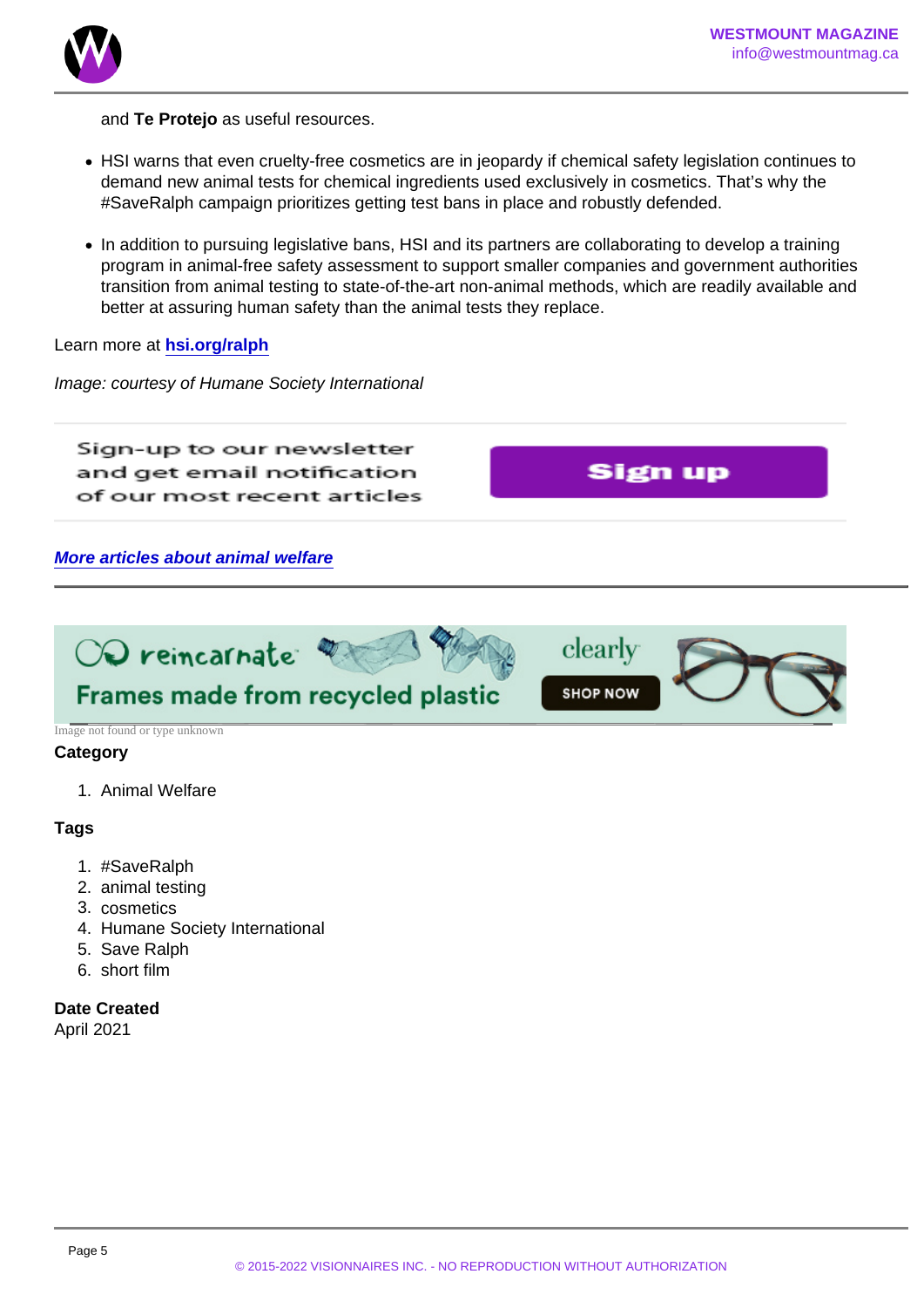and **Te Protejo** as useful resources.

- HSI warns that even cruelty-free cosmetics are in jeopardy if chemical safety legislation continues to demand new animal tests for chemical ingredients used exclusively in cosmetics. That's why the #SaveRalph campaign prioritizes getting test bans in place and robustly defended.
- In addition to pursuing legislative bans, HSI and its partners are collaborating to develop a training program in animal-free safety assessment to support smaller companies and government authorities transition from animal testing to state-of-the-art non-animal methods, which are readily available and better at assuring human safety than the animal tests they replace.

Learn more at **hsi.org/ralph**

*Image: courtesy of Humane Society International*

Sign-up to our newsletter and get email notification of our most recent articles

Sign up

***More articles about animal welfare***

reincarnate Frames made from recycled plastic clearly SHOP NOW

Image not found or type unknown

**Category**

1. Animal Welfare

**Tags**

1. #SaveRalph
2. animal testing
3. cosmetics
4. Humane Society International
5. Save Ralph
6. short film

**Date Created**
April 2021